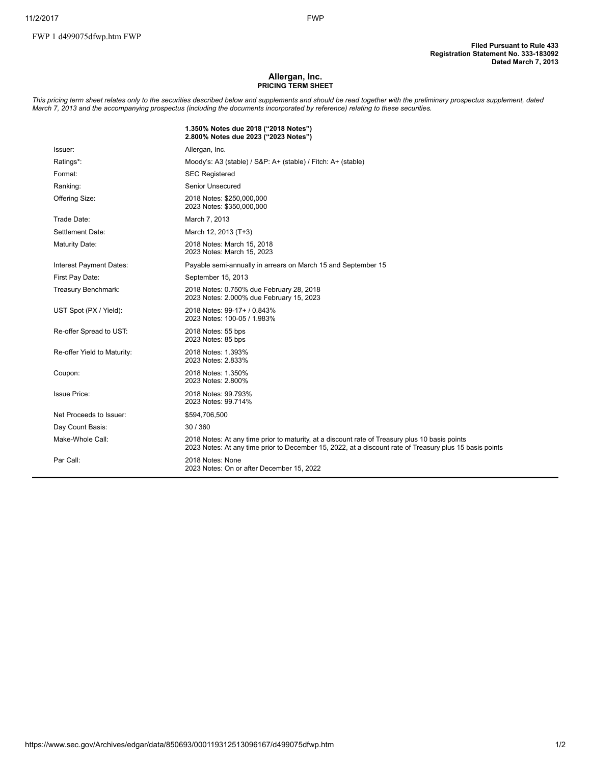FWP 1 d499075dfwp.htm FWP

**Filed Pursuant to Rule 433**
**Registration Statement No. 333-183092**
**Dated March 7, 2013**

## Allergan, Inc.
### PRICING TERM SHEET

*This pricing term sheet relates only to the securities described below and supplements and should be read together with the preliminary prospectus supplement, dated March 7, 2013 and the accompanying prospectus (including the documents incorporated by reference) relating to these securities.*

| | **1.350% Notes due 2018 ("2018 Notes")**<br>**2.800% Notes due 2023 ("2023 Notes")** |
|---|---|
| Issuer: | Allergan, Inc. |
| Ratings*: | Moody's: A3 (stable) / S&P: A+ (stable) / Fitch: A+ (stable) |
| Format: | SEC Registered |
| Ranking: | Senior Unsecured |
| Offering Size: | 2018 Notes: $250,000,000<br>2023 Notes: $350,000,000 |
| Trade Date: | March 7, 2013 |
| Settlement Date: | March 12, 2013 (T+3) |
| Maturity Date: | 2018 Notes: March 15, 2018<br>2023 Notes: March 15, 2023 |
| Interest Payment Dates: | Payable semi-annually in arrears on March 15 and September 15 |
| First Pay Date: | September 15, 2013 |
| Treasury Benchmark: | 2018 Notes: 0.750% due February 28, 2018<br>2023 Notes: 2.000% due February 15, 2023 |
| UST Spot (PX / Yield): | 2018 Notes: 99-17+ / 0.843%<br>2023 Notes: 100-05 / 1.983% |
| Re-offer Spread to UST: | 2018 Notes: 55 bps<br>2023 Notes: 85 bps |
| Re-offer Yield to Maturity: | 2018 Notes: 1.393%<br>2023 Notes: 2.833% |
| Coupon: | 2018 Notes: 1.350%<br>2023 Notes: 2.800% |
| Issue Price: | 2018 Notes: 99.793%<br>2023 Notes: 99.714% |
| Net Proceeds to Issuer: | $594,706,500 |
| Day Count Basis: | 30 / 360 |
| Make-Whole Call: | 2018 Notes: At any time prior to maturity, at a discount rate of Treasury plus 10 basis points<br>2023 Notes: At any time prior to December 15, 2022, at a discount rate of Treasury plus 15 basis points |
| Par Call: | 2018 Notes: None<br>2023 Notes: On or after December 15, 2022 |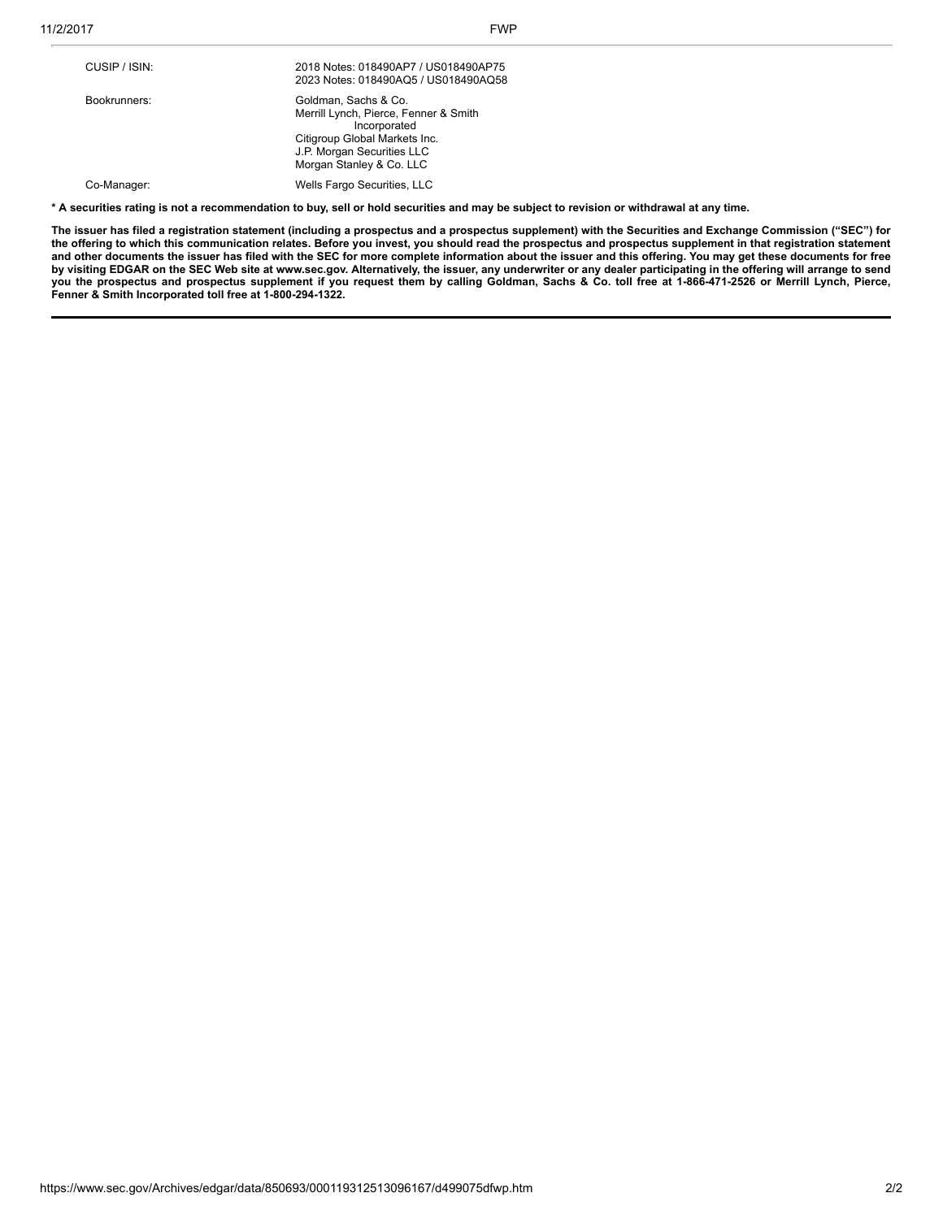| | |
|---|---|
| CUSIP / ISIN: | 2018 Notes: 018490AP7 / US018490AP75<br>2023 Notes: 018490AQ5 / US018490AQ58 |
| Bookrunners: | Goldman, Sachs & Co.<br>Merrill Lynch, Pierce, Fenner & Smith Incorporated<br>Citigroup Global Markets Inc.<br>J.P. Morgan Securities LLC<br>Morgan Stanley & Co. LLC |
| Co-Manager: | Wells Fargo Securities, LLC |

**\* A securities rating is not a recommendation to buy, sell or hold securities and may be subject to revision or withdrawal at any time.**

**The issuer has filed a registration statement (including a prospectus and a prospectus supplement) with the Securities and Exchange Commission ("SEC") for the offering to which this communication relates. Before you invest, you should read the prospectus and prospectus supplement in that registration statement and other documents the issuer has filed with the SEC for more complete information about the issuer and this offering. You may get these documents for free by visiting EDGAR on the SEC Web site at www.sec.gov. Alternatively, the issuer, any underwriter or any dealer participating in the offering will arrange to send you the prospectus and prospectus supplement if you request them by calling Goldman, Sachs & Co. toll free at 1-866-471-2526 or Merrill Lynch, Pierce, Fenner & Smith Incorporated toll free at 1-800-294-1322.**